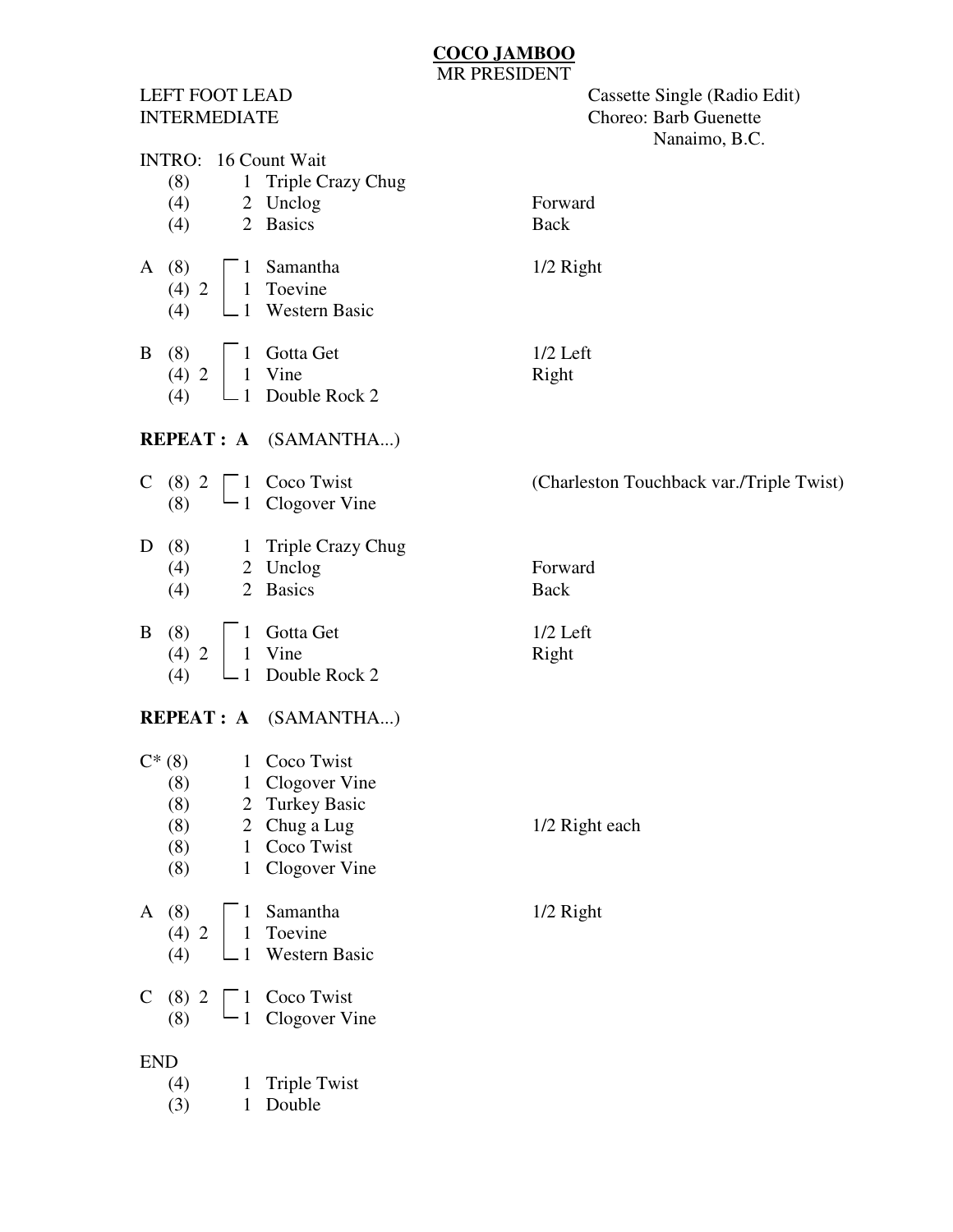# COCO JAMBOO

MR PRESIDENT

LEFT FOOT LEAD — Cassette Single (Radio Edit)
INTERMEDIATE — Choreo: Barb Guenette, Nanaimo, B.C.

**INTRO:** 16 Count Wait

| Part | Counts | Reps | No. | Step | Note |
|---|---|---|---|---|---|
| | (8) | | 1 | Triple Crazy Chug | |
| | (4) | | 2 | Unclog | Forward |
| | (4) | | 2 | Basics | Back |
| A | (8) | 2 | 1 | Samantha | 1/2 Right |
| | (4) | | 1 | Toevine | |
| | (4) | | 1 | Western Basic | |
| B | (8) | 2 | 1 | Gotta Get | 1/2 Left |
| | (4) | | 1 | Vine | Right |
| | (4) | | 1 | Double Rock 2 | |

**REPEAT : A** (SAMANTHA...)

| Part | Counts | Reps | No. | Step | Note |
|---|---|---|---|---|---|
| C | (8) | 2 | 1 | Coco Twist | (Charleston Touchback var./Triple Twist) |
| | (8) | | 1 | Clogover Vine | |
| D | (8) | | 1 | Triple Crazy Chug | |
| | (4) | | 2 | Unclog | Forward |
| | (4) | | 2 | Basics | Back |
| B | (8) | 2 | 1 | Gotta Get | 1/2 Left |
| | (4) | | 1 | Vine | Right |
| | (4) | | 1 | Double Rock 2 | |

**REPEAT : A** (SAMANTHA...)

| Part | Counts | Reps | No. | Step | Note |
|---|---|---|---|---|---|
| C* | (8) | | 1 | Coco Twist | |
| | (8) | | 1 | Clogover Vine | |
| | (8) | | 2 | Turkey Basic | |
| | (8) | | 2 | Chug a Lug | 1/2 Right each |
| | (8) | | 1 | Coco Twist | |
| | (8) | | 1 | Clogover Vine | |
| A | (8) | 2 | 1 | Samantha | 1/2 Right |
| | (4) | | 1 | Toevine | |
| | (4) | | 1 | Western Basic | |
| C | (8) | 2 | 1 | Coco Twist | |
| | (8) | | 1 | Clogover Vine | |

END

| Counts | No. | Step |
|---|---|---|
| (4) | 1 | Triple Twist |
| (3) | 1 | Double |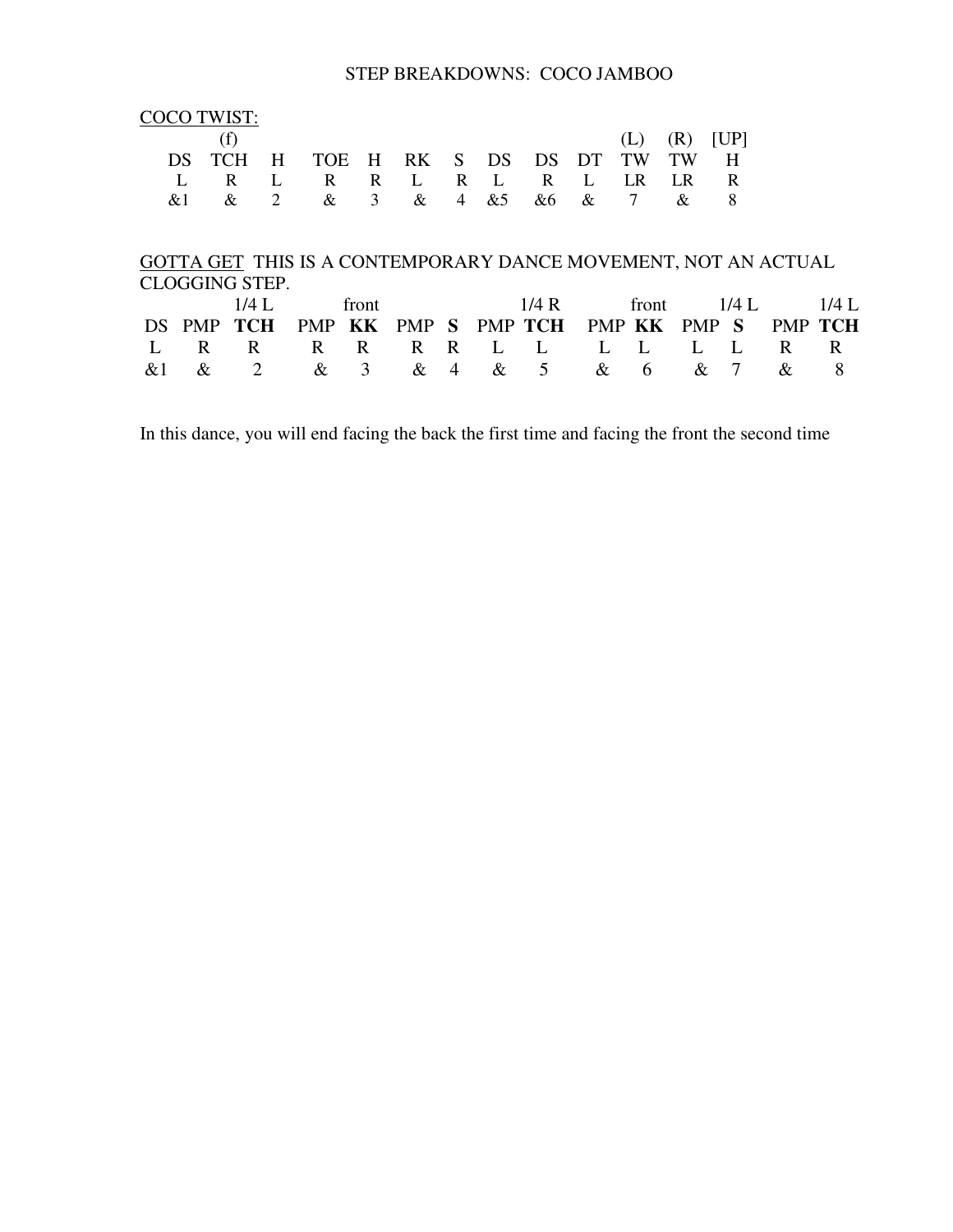STEP BREAKDOWNS: COCO JAMBOO

COCO TWIST:

| | | | | | | | | | | | | | |
|---|---|---|---|---|---|---|---|---|---|---|---|---|---|
| | (f) | | | | | | | | | (L) | (R) | [UP] |
| DS | TCH | H | TOE | H | RK | S | DS | DS | DT | TW | TW | H |
| L | R | L | R | R | L | R | L | R | L | LR | LR | R |
| &1 | & | 2 | & | 3 | & | 4 | &5 | &6 | & | 7 | & | 8 |

GOTTA GET THIS IS A CONTEMPORARY DANCE MOVEMENT, NOT AN ACTUAL CLOGGING STEP.

| | | | | | | | | | | | | | | | |
|---|---|---|---|---|---|---|---|---|---|---|---|---|---|---|---|
| | | 1/4 L | | front | | | | 1/4 R | | front | | 1/4 L | | 1/4 L |
| DS | PMP | **TCH** | PMP | **KK** | PMP | **S** | PMP | **TCH** | PMP | **KK** | PMP | **S** | PMP | **TCH** |
| L | R | R | R | R | R | R | L | L | L | L | L | L | R | R |
| &1 | & | 2 | & | 3 | & | 4 | & | 5 | & | 6 | & | 7 | & | 8 |

In this dance, you will end facing the back the first time and facing the front the second time